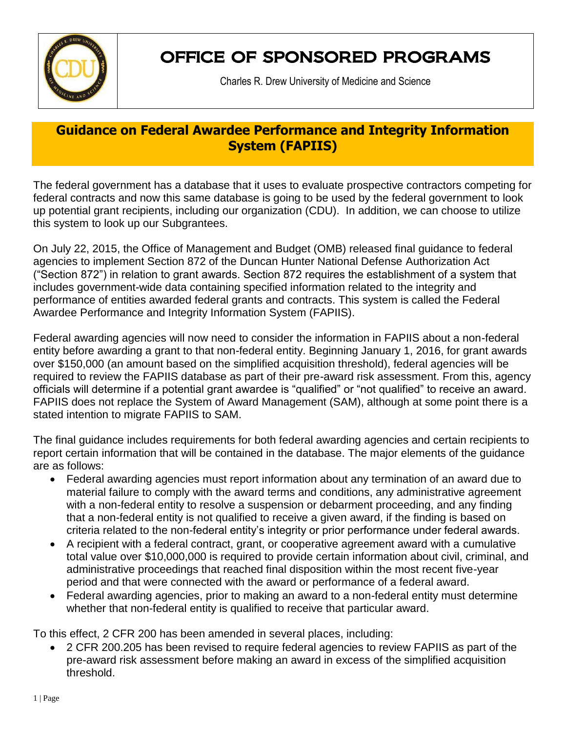# OFFICE OF SPONSORED PROGRAMS

Charles R. Drew University of Medicine and Science

## Guidance on Federal Awardee Performance and Integrity Information System (FAPIIS)

The federal government has a database that it uses to evaluate prospective contractors competing for federal contracts and now this same database is going to be used by the federal government to look up potential grant recipients, including our organization (CDU). In addition, we can choose to utilize this system to look up our Subgrantees.

On July 22, 2015, the Office of Management and Budget (OMB) released final guidance to federal agencies to implement Section 872 of the Duncan Hunter National Defense Authorization Act ("Section 872") in relation to grant awards. Section 872 requires the establishment of a system that includes government-wide data containing specified information related to the integrity and performance of entities awarded federal grants and contracts. This system is called the Federal Awardee Performance and Integrity Information System (FAPIIS).

Federal awarding agencies will now need to consider the information in FAPIIS about a non-federal entity before awarding a grant to that non-federal entity. Beginning January 1, 2016, for grant awards over $150,000 (an amount based on the simplified acquisition threshold), federal agencies will be required to review the FAPIIS database as part of their pre-award risk assessment. From this, agency officials will determine if a potential grant awardee is "qualified" or "not qualified" to receive an award. FAPIIS does not replace the System of Award Management (SAM), although at some point there is a stated intention to migrate FAPIIS to SAM.

The final guidance includes requirements for both federal awarding agencies and certain recipients to report certain information that will be contained in the database. The major elements of the guidance are as follows:

- Federal awarding agencies must report information about any termination of an award due to material failure to comply with the award terms and conditions, any administrative agreement with a non-federal entity to resolve a suspension or debarment proceeding, and any finding that a non-federal entity is not qualified to receive a given award, if the finding is based on criteria related to the non-federal entity's integrity or prior performance under federal awards.
- A recipient with a federal contract, grant, or cooperative agreement award with a cumulative total value over $10,000,000 is required to provide certain information about civil, criminal, and administrative proceedings that reached final disposition within the most recent five-year period and that were connected with the award or performance of a federal award.
- Federal awarding agencies, prior to making an award to a non-federal entity must determine whether that non-federal entity is qualified to receive that particular award.

To this effect, 2 CFR 200 has been amended in several places, including:

- 2 CFR 200.205 has been revised to require federal agencies to review FAPIIS as part of the pre-award risk assessment before making an award in excess of the simplified acquisition threshold.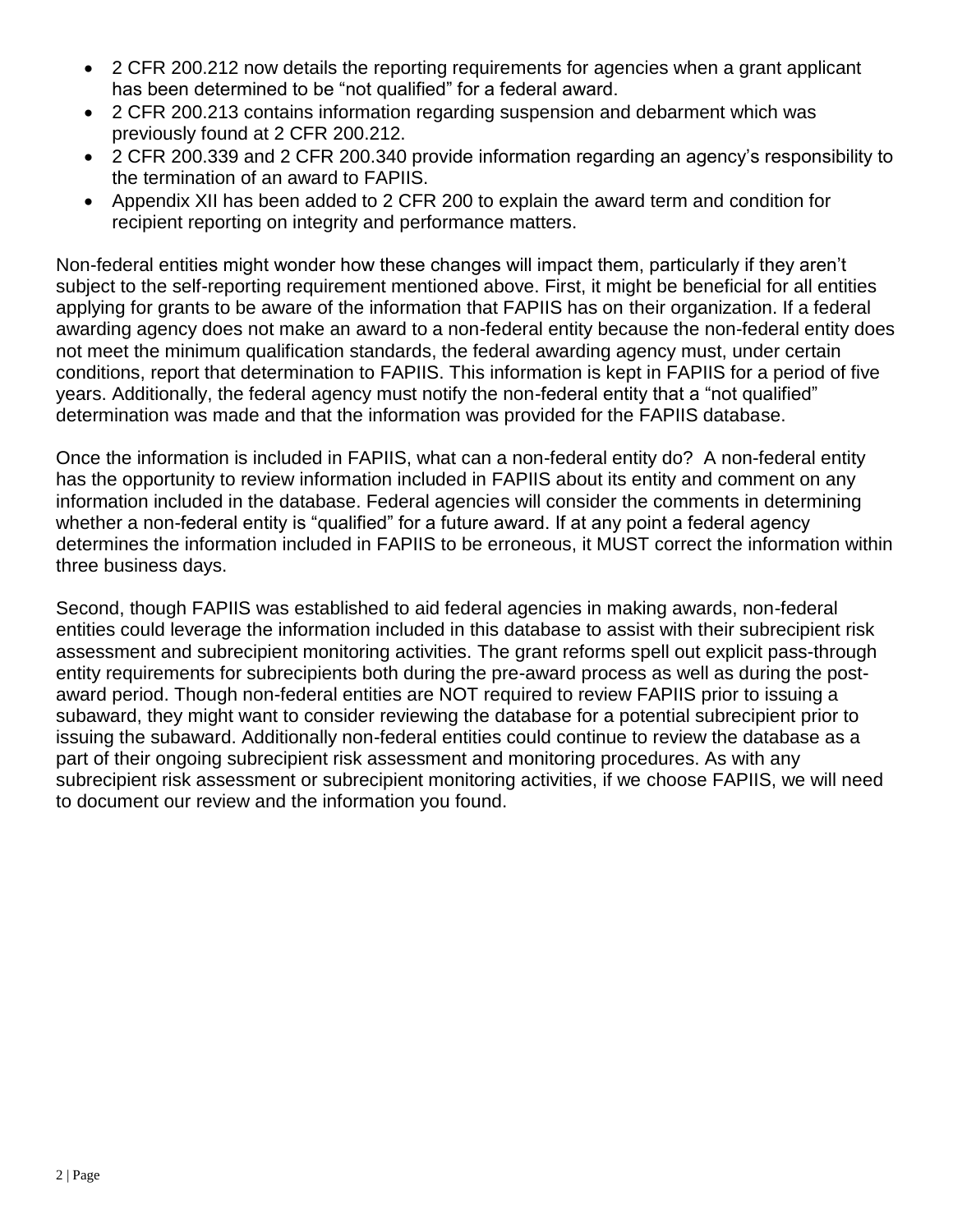- 2 CFR 200.212 now details the reporting requirements for agencies when a grant applicant has been determined to be “not qualified” for a federal award.
- 2 CFR 200.213 contains information regarding suspension and debarment which was previously found at 2 CFR 200.212.
- 2 CFR 200.339 and 2 CFR 200.340 provide information regarding an agency’s responsibility to the termination of an award to FAPIIS.
- Appendix XII has been added to 2 CFR 200 to explain the award term and condition for recipient reporting on integrity and performance matters.

Non-federal entities might wonder how these changes will impact them, particularly if they aren’t subject to the self-reporting requirement mentioned above. First, it might be beneficial for all entities applying for grants to be aware of the information that FAPIIS has on their organization. If a federal awarding agency does not make an award to a non-federal entity because the non-federal entity does not meet the minimum qualification standards, the federal awarding agency must, under certain conditions, report that determination to FAPIIS. This information is kept in FAPIIS for a period of five years. Additionally, the federal agency must notify the non-federal entity that a “not qualified” determination was made and that the information was provided for the FAPIIS database.

Once the information is included in FAPIIS, what can a non-federal entity do? A non-federal entity has the opportunity to review information included in FAPIIS about its entity and comment on any information included in the database. Federal agencies will consider the comments in determining whether a non-federal entity is “qualified” for a future award. If at any point a federal agency determines the information included in FAPIIS to be erroneous, it MUST correct the information within three business days.

Second, though FAPIIS was established to aid federal agencies in making awards, non-federal entities could leverage the information included in this database to assist with their subrecipient risk assessment and subrecipient monitoring activities. The grant reforms spell out explicit pass-through entity requirements for subrecipients both during the pre-award process as well as during the post-award period. Though non-federal entities are NOT required to review FAPIIS prior to issuing a subaward, they might want to consider reviewing the database for a potential subrecipient prior to issuing the subaward. Additionally non-federal entities could continue to review the database as a part of their ongoing subrecipient risk assessment and monitoring procedures. As with any subrecipient risk assessment or subrecipient monitoring activities, if we choose FAPIIS, we will need to document our review and the information you found.